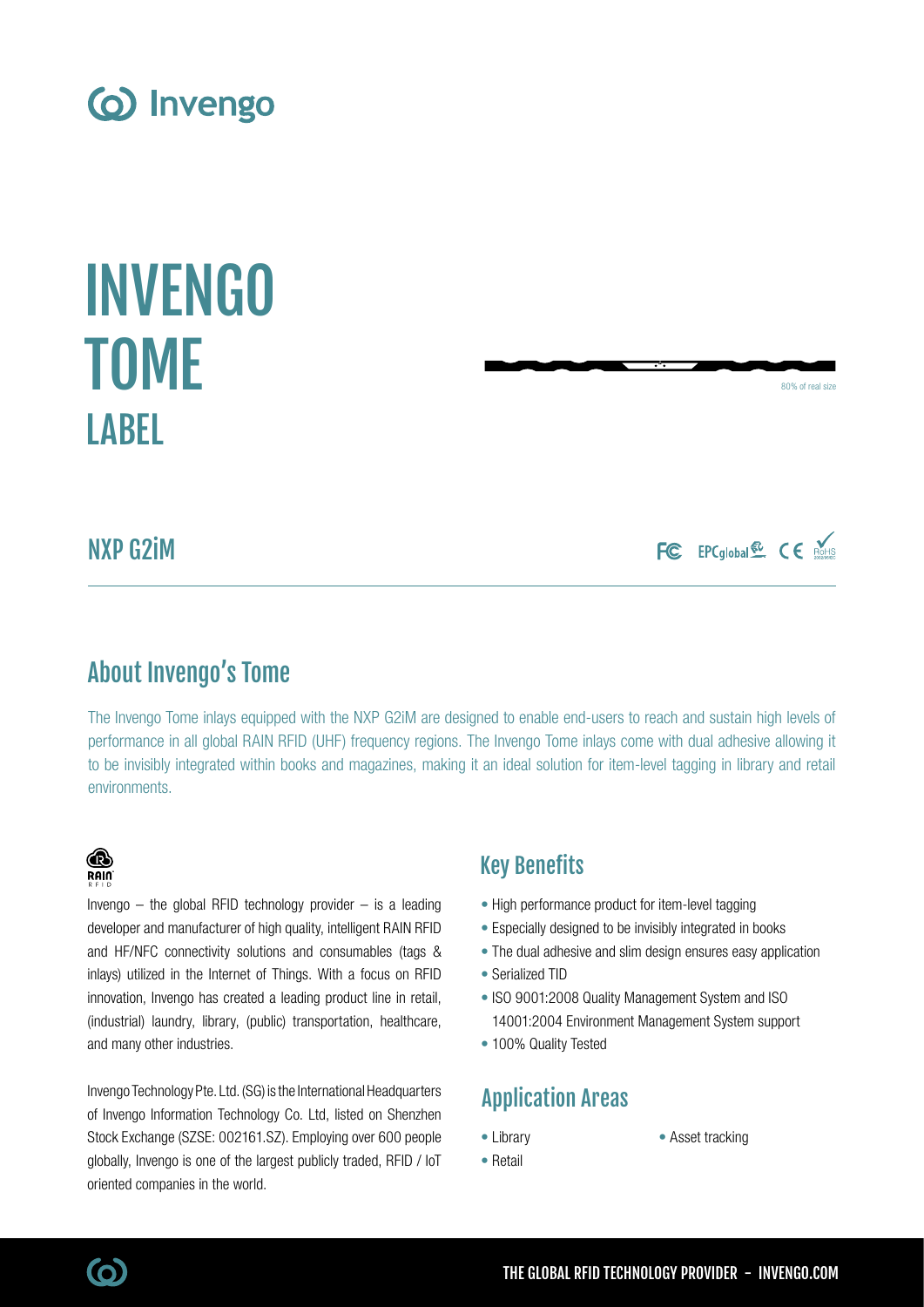# INVENGO TOME LABEL

80% of real size

## NXP G2iM

## About Invengo's Tome

The Invengo Tome inlays equipped with the NXP G2iM are designed to enable end-users to reach and sustain high levels of performance in all global RAIN RFID (UHF) frequency regions. The Invengo Tome inlays come with dual adhesive allowing it to be invisibly integrated within books and magazines, making it an ideal solution for item-level tagging in library and retail environments.

Invengo – the global RFID technology provider – is a leading developer and manufacturer of high quality, intelligent RAIN RFID and HF/NFC connectivity solutions and consumables (tags & inlays) utilized in the Internet of Things. With a focus on RFID innovation, Invengo has created a leading product line in retail, (industrial) laundry, library, (public) transportation, healthcare, and many other industries.

Invengo Technology Pte. Ltd. (SG) is the International Headquarters of Invengo Information Technology Co. Ltd, listed on Shenzhen Stock Exchange (SZSE: 002161.SZ). Employing over 600 people globally, Invengo is one of the largest publicly traded, RFID / IoT oriented companies in the world.

## Key Benefits

- High performance product for item-level tagging
- Especially designed to be invisibly integrated in books
- The dual adhesive and slim design ensures easy application
- Serialized TID
- ISO 9001:2008 Quality Management System and ISO 14001:2004 Environment Management System support
- 100% Quality Tested

## Application Areas

- Library
- Retail
- Asset tracking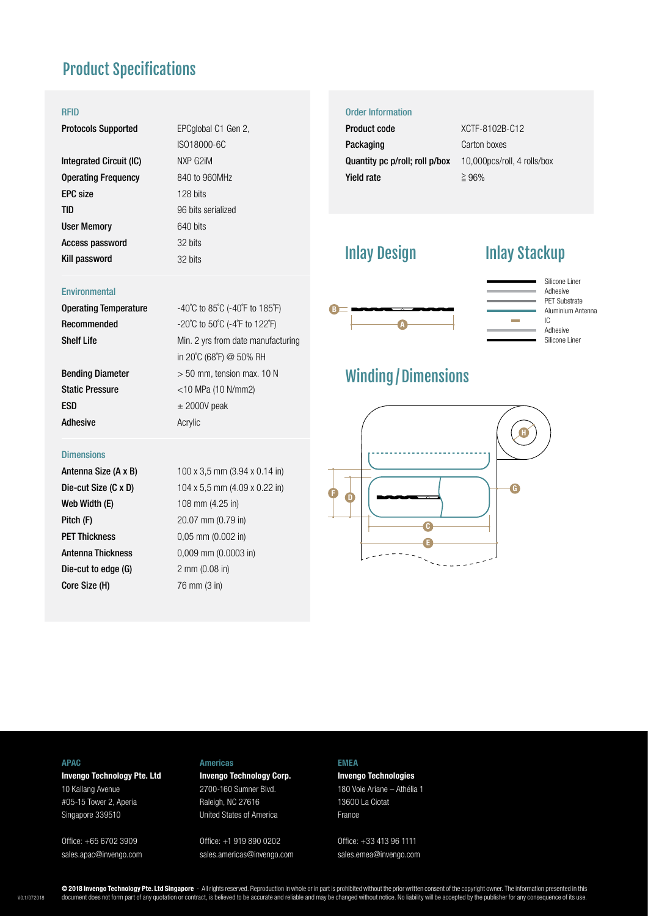# Product Specifications

### RFID

| | |
|---|---|
| Protocols Supported | EPCglobal C1 Gen 2, ISO18000-6C |
| Integrated Circuit (IC) | NXP G2iM |
| Operating Frequency | 840 to 960MHz |
| EPC size | 128 bits |
| TID | 96 bits serialized |
| User Memory | 640 bits |
| Access password | 32 bits |
| Kill password | 32 bits |

### Environmental

| | |
|---|---|
| Operating Temperature | -40˚C to 85˚C (-40˚F to 185˚F) |
| Recommended | -20˚C to 50˚C (-4˚F to 122˚F) |
| Shelf Life | Min. 2 yrs from date manufacturing in 20˚C (68˚F) @ 50% RH |
| Bending Diameter | > 50 mm, tension max. 10 N |
| Static Pressure | <10 MPa (10 N/mm2) |
| ESD | ± 2000V peak |
| Adhesive | Acrylic |

### Dimensions

| | |
|---|---|
| Antenna Size (A x B) | 100 x 3,5 mm (3.94 x 0.14 in) |
| Die-cut Size (C x D) | 104 x 5,5 mm (4.09 x 0.22 in) |
| Web Width (E) | 108 mm (4.25 in) |
| Pitch (F) | 20.07 mm (0.79 in) |
| PET Thickness | 0,05 mm (0.002 in) |
| Antenna Thickness | 0,009 mm (0.0003 in) |
| Die-cut to edge (G) | 2 mm (0.08 in) |
| Core Size (H) | 76 mm (3 in) |

### Order Information

| | |
|---|---|
| Product code | XCTF-8102B-C12 |
| Packaging | Carton boxes |
| Quantity pc p/roll; roll p/box | 10,000pcs/roll, 4 rolls/box |
| Yield rate | ≧ 96% |

## Inlay Design

B
A

## Inlay Stackup

Silicone Liner
Adhesive
PET Substrate
Aluminium Antenna
IC
Adhesive
Silicone Liner

## Winding / Dimensions

H
G
F
D
C
E

**APAC**
**Invengo Technology Pte. Ltd**
10 Kallang Avenue
#05-15 Tower 2, Aperia
Singapore 339510

Office: +65 6702 3909
sales.apac@invengo.com

**Americas**
**Invengo Technology Corp.**
2700-160 Sumner Blvd.
Raleigh, NC 27616
United States of America

Office: +1 919 890 0202
sales.americas@invengo.com

**EMEA**
**Invengo Technologies**
180 Voie Ariane – Athélia 1
13600 La Ciotat
France

Office: +33 413 96 1111
sales.emea@invengo.com

**© 2018 Invengo Technology Pte. Ltd Singapore** - All rights reserved. Reproduction in whole or in part is prohibited without the prior written consent of the copyright owner. The information presented in this document does not form part of any quotation or contract, is believed to be accurate and reliable and may be changed without notice. No liability will be accepted by the publisher for any consequence of its use.

V0.1/072018